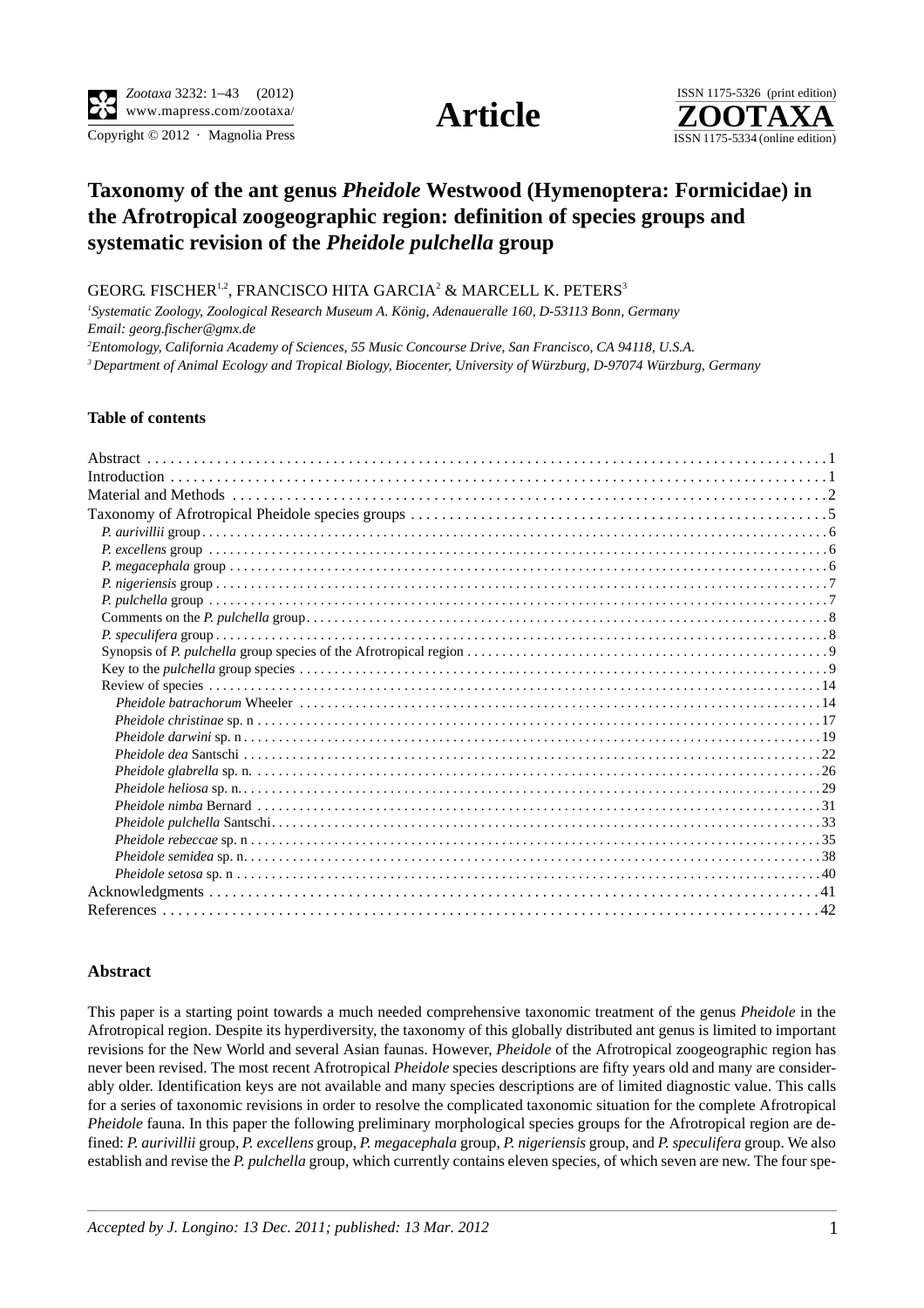# Taxonomy of the ant genus *Pheidole* Westwood (Hymenoptera: Formicidae) in the Afrotropical zoogeographic region: definition of species groups and systematic revision of the *Pheidole pulchella* group

GEORG. FISCHER[1,2], FRANCISCO HITA GARCIA[2] & MARCELL K. PETERS[3]

[1] *Systematic Zoology, Zoological Research Museum A. König, Adenaueralle 160, D-53113 Bonn, Germany*
*Email: georg.fischer@gmx.de*
[2] *Entomology, California Academy of Sciences, 55 Music Concourse Drive, San Francisco, CA 94118, U.S.A.*
[3] *Department of Animal Ecology and Tropical Biology, Biocenter, University of Würzburg, D-97074 Würzburg, Germany*

### Table of contents

- Abstract . . . 1
- Introduction . . . 1
- Material and Methods . . . 2
- Taxonomy of Afrotropical Pheidole species groups . . . 5
  - *P. aurivillii* group . . . 6
  - *P. excellens* group . . . 6
  - *P. megacephala* group . . . 6
  - *P. nigeriensis* group . . . 7
  - *P. pulchella* group . . . 7
  - Comments on the *P. pulchella* group . . . 8
  - *P. speculifera* group . . . 8
  - Synopsis of *P. pulchella* group species of the Afrotropical region . . . 9
  - Key to the *pulchella* group species . . . 9
  - Review of species . . . 14
    - *Pheidole batrachorum* Wheeler . . . 14
    - *Pheidole christinae* sp. n . . . 17
    - *Pheidole darwini* sp. n . . . 19
    - *Pheidole dea* Santschi . . . 22
    - *Pheidole glabrella* sp. n. . . . 26
    - *Pheidole heliosa* sp. n. . . . 29
    - *Pheidole nimba* Bernard . . . 31
    - *Pheidole pulchella* Santschi . . . 33
    - *Pheidole rebeccae* sp. n . . . 35
    - *Pheidole semidea* sp. n. . . . 38
    - *Pheidole setosa* sp. n . . . 40
- Acknowledgments . . . 41
- References . . . 42

### Abstract

This paper is a starting point towards a much needed comprehensive taxonomic treatment of the genus *Pheidole* in the Afrotropical region. Despite its hyperdiversity, the taxonomy of this globally distributed ant genus is limited to important revisions for the New World and several Asian faunas. However, *Pheidole* of the Afrotropical zoogeographic region has never been revised. The most recent Afrotropical *Pheidole* species descriptions are fifty years old and many are considerably older. Identification keys are not available and many species descriptions are of limited diagnostic value. This calls for a series of taxonomic revisions in order to resolve the complicated taxonomic situation for the complete Afrotropical *Pheidole* fauna. In this paper the following preliminary morphological species groups for the Afrotropical region are defined: *P. aurivillii* group, *P. excellens* group, *P. megacephala* group, *P. nigeriensis* group, and *P. speculifera* group. We also establish and revise the *P. pulchella* group, which currently contains eleven species, of which seven are new. The four spe-

*Accepted by J. Longino: 13 Dec. 2011; published: 13 Mar. 2012*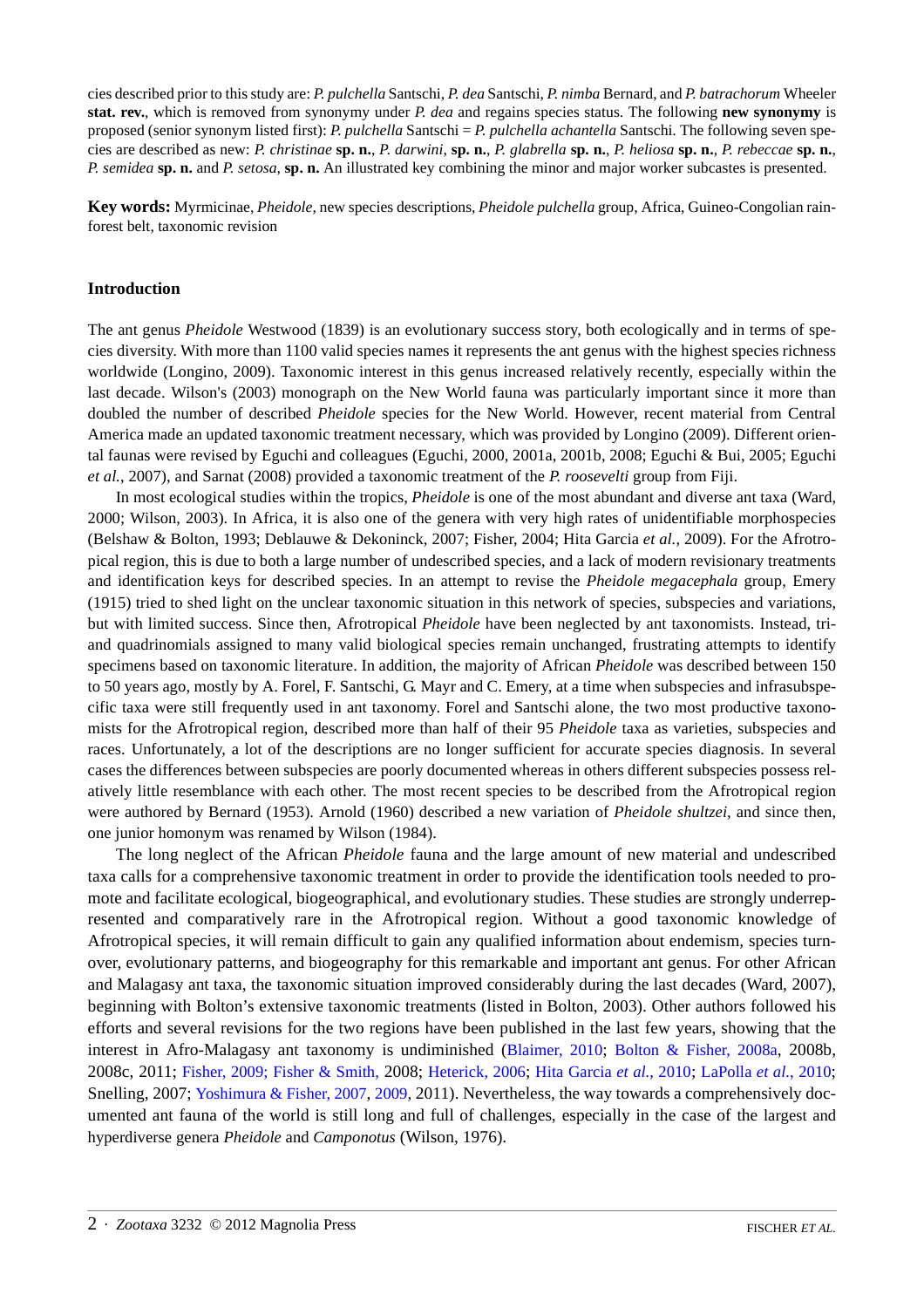cies described prior to this study are: *P. pulchella* Santschi, *P. dea* Santschi, *P. nimba* Bernard, and *P. batrachorum* Wheeler **stat. rev.**, which is removed from synonymy under *P. dea* and regains species status. The following **new synonymy** is proposed (senior synonym listed first): *P. pulchella* Santschi = *P. pulchella achantella* Santschi. The following seven species are described as new: *P. christinae* **sp. n.**, *P. darwini*, **sp. n.**, *P. glabrella* **sp. n.**, *P. heliosa* **sp. n.**, *P. rebeccae* **sp. n.**, *P. semidea* **sp. n.** and *P. setosa*, **sp. n.** An illustrated key combining the minor and major worker subcastes is presented.

**Key words:** Myrmicinae, *Pheidole*, new species descriptions, *Pheidole pulchella* group, Africa, Guineo-Congolian rainforest belt, taxonomic revision

## Introduction

The ant genus *Pheidole* Westwood (1839) is an evolutionary success story, both ecologically and in terms of species diversity. With more than 1100 valid species names it represents the ant genus with the highest species richness worldwide (Longino, 2009). Taxonomic interest in this genus increased relatively recently, especially within the last decade. Wilson's (2003) monograph on the New World fauna was particularly important since it more than doubled the number of described *Pheidole* species for the New World. However, recent material from Central America made an updated taxonomic treatment necessary, which was provided by Longino (2009). Different oriental faunas were revised by Eguchi and colleagues (Eguchi, 2000, 2001a, 2001b, 2008; Eguchi & Bui, 2005; Eguchi *et al.*, 2007), and Sarnat (2008) provided a taxonomic treatment of the *P. roosevelti* group from Fiji.

In most ecological studies within the tropics, *Pheidole* is one of the most abundant and diverse ant taxa (Ward, 2000; Wilson, 2003). In Africa, it is also one of the genera with very high rates of unidentifiable morphospecies (Belshaw & Bolton, 1993; Deblauwe & Dekoninck, 2007; Fisher, 2004; Hita Garcia *et al.*, 2009). For the Afrotropical region, this is due to both a large number of undescribed species, and a lack of modern revisionary treatments and identification keys for described species. In an attempt to revise the *Pheidole megacephala* group, Emery (1915) tried to shed light on the unclear taxonomic situation in this network of species, subspecies and variations, but with limited success. Since then, Afrotropical *Pheidole* have been neglected by ant taxonomists. Instead, tri- and quadrinomials assigned to many valid biological species remain unchanged, frustrating attempts to identify specimens based on taxonomic literature. In addition, the majority of African *Pheidole* was described between 150 to 50 years ago, mostly by A. Forel, F. Santschi, G. Mayr and C. Emery, at a time when subspecies and infrasubspecific taxa were still frequently used in ant taxonomy. Forel and Santschi alone, the two most productive taxonomists for the Afrotropical region, described more than half of their 95 *Pheidole* taxa as varieties, subspecies and races. Unfortunately, a lot of the descriptions are no longer sufficient for accurate species diagnosis. In several cases the differences between subspecies are poorly documented whereas in others different subspecies possess relatively little resemblance with each other. The most recent species to be described from the Afrotropical region were authored by Bernard (1953). Arnold (1960) described a new variation of *Pheidole shultzei*, and since then, one junior homonym was renamed by Wilson (1984).

The long neglect of the African *Pheidole* fauna and the large amount of new material and undescribed taxa calls for a comprehensive taxonomic treatment in order to provide the identification tools needed to promote and facilitate ecological, biogeographical, and evolutionary studies. These studies are strongly underrepresented and comparatively rare in the Afrotropical region. Without a good taxonomic knowledge of Afrotropical species, it will remain difficult to gain any qualified information about endemism, species turnover, evolutionary patterns, and biogeography for this remarkable and important ant genus. For other African and Malagasy ant taxa, the taxonomic situation improved considerably during the last decades (Ward, 2007), beginning with Bolton's extensive taxonomic treatments (listed in Bolton, 2003). Other authors followed his efforts and several revisions for the two regions have been published in the last few years, showing that the interest in Afro-Malagasy ant taxonomy is undiminished (Blaimer, 2010; Bolton & Fisher, 2008a, 2008b, 2008c, 2011; Fisher, 2009; Fisher & Smith, 2008; Heterick, 2006; Hita Garcia *et al.*, 2010; LaPolla *et al.*, 2010; Snelling, 2007; Yoshimura & Fisher, 2007, 2009, 2011). Nevertheless, the way towards a comprehensively documented ant fauna of the world is still long and full of challenges, especially in the case of the largest and hyperdiverse genera *Pheidole* and *Camponotus* (Wilson, 1976).